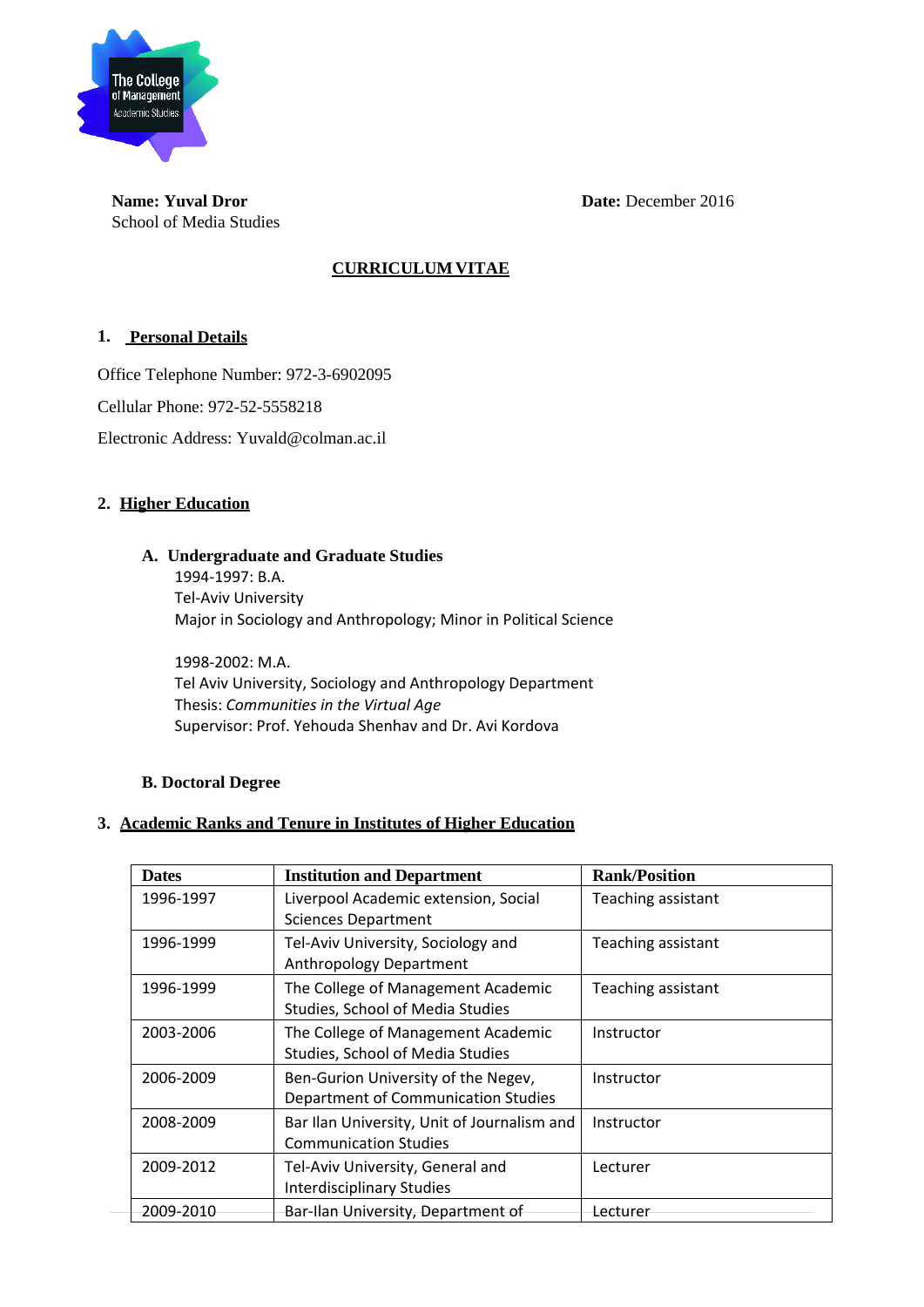**Name: Yuval Dror**
School of Media Studies

**Date:** December 2016

## CURRICULUM VITAE

### 1. Personal Details

Office Telephone Number: 972-3-6902095

Cellular Phone: 972-52-5558218

Electronic Address: Yuvald@colman.ac.il

### 2. Higher Education

#### A. Undergraduate and Graduate Studies

1994-1997: B.A.
Tel-Aviv University
Major in Sociology and Anthropology; Minor in Political Science

1998-2002: M.A.
Tel Aviv University, Sociology and Anthropology Department
Thesis: *Communities in the Virtual Age*
Supervisor: Prof. Yehouda Shenhav and Dr. Avi Kordova

#### B. Doctoral Degree

### 3. Academic Ranks and Tenure in Institutes of Higher Education

| Dates | Institution and Department | Rank/Position |
|---|---|---|
| 1996-1997 | Liverpool Academic extension, Social Sciences Department | Teaching assistant |
| 1996-1999 | Tel-Aviv University, Sociology and Anthropology Department | Teaching assistant |
| 1996-1999 | The College of Management Academic Studies, School of Media Studies | Teaching assistant |
| 2003-2006 | The College of Management Academic Studies, School of Media Studies | Instructor |
| 2006-2009 | Ben-Gurion University of the Negev, Department of Communication Studies | Instructor |
| 2008-2009 | Bar Ilan University, Unit of Journalism and Communication Studies | Instructor |
| 2009-2012 | Tel-Aviv University, General and Interdisciplinary Studies | Lecturer |
| 2009-2010 | Bar-Ilan University, Department of | Lecturer |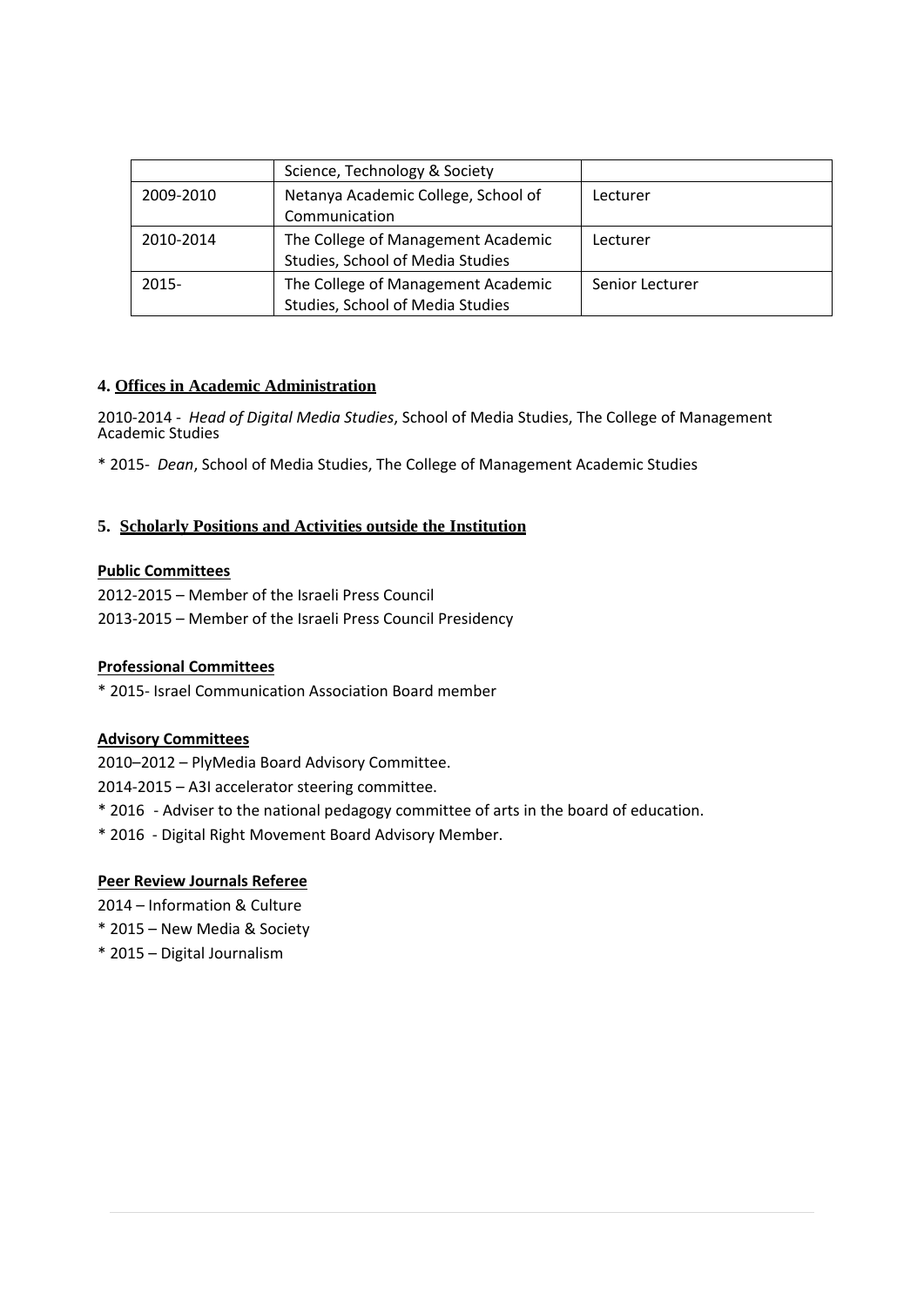| | | |
|---|---|---|
| | Science, Technology & Society | |
| 2009-2010 | Netanya Academic College, School of Communication | Lecturer |
| 2010-2014 | The College of Management Academic Studies, School of Media Studies | Lecturer |
| 2015- | The College of Management Academic Studies, School of Media Studies | Senior Lecturer |

## 4. Offices in Academic Administration

2010-2014 - *Head of Digital Media Studies*, School of Media Studies, The College of Management Academic Studies

* 2015- *Dean*, School of Media Studies, The College of Management Academic Studies

## 5. Scholarly Positions and Activities outside the Institution

**Public Committees**

2012-2015 – Member of the Israeli Press Council

2013-2015 – Member of the Israeli Press Council Presidency

**Professional Committees**

* 2015- Israel Communication Association Board member

**Advisory Committees**

2010–2012 – PlyMedia Board Advisory Committee.

2014-2015 – A3I accelerator steering committee.

* 2016 - Adviser to the national pedagogy committee of arts in the board of education.

* 2016 - Digital Right Movement Board Advisory Member.

**Peer Review Journals Referee**

2014 – Information & Culture

* 2015 – New Media & Society

* 2015 – Digital Journalism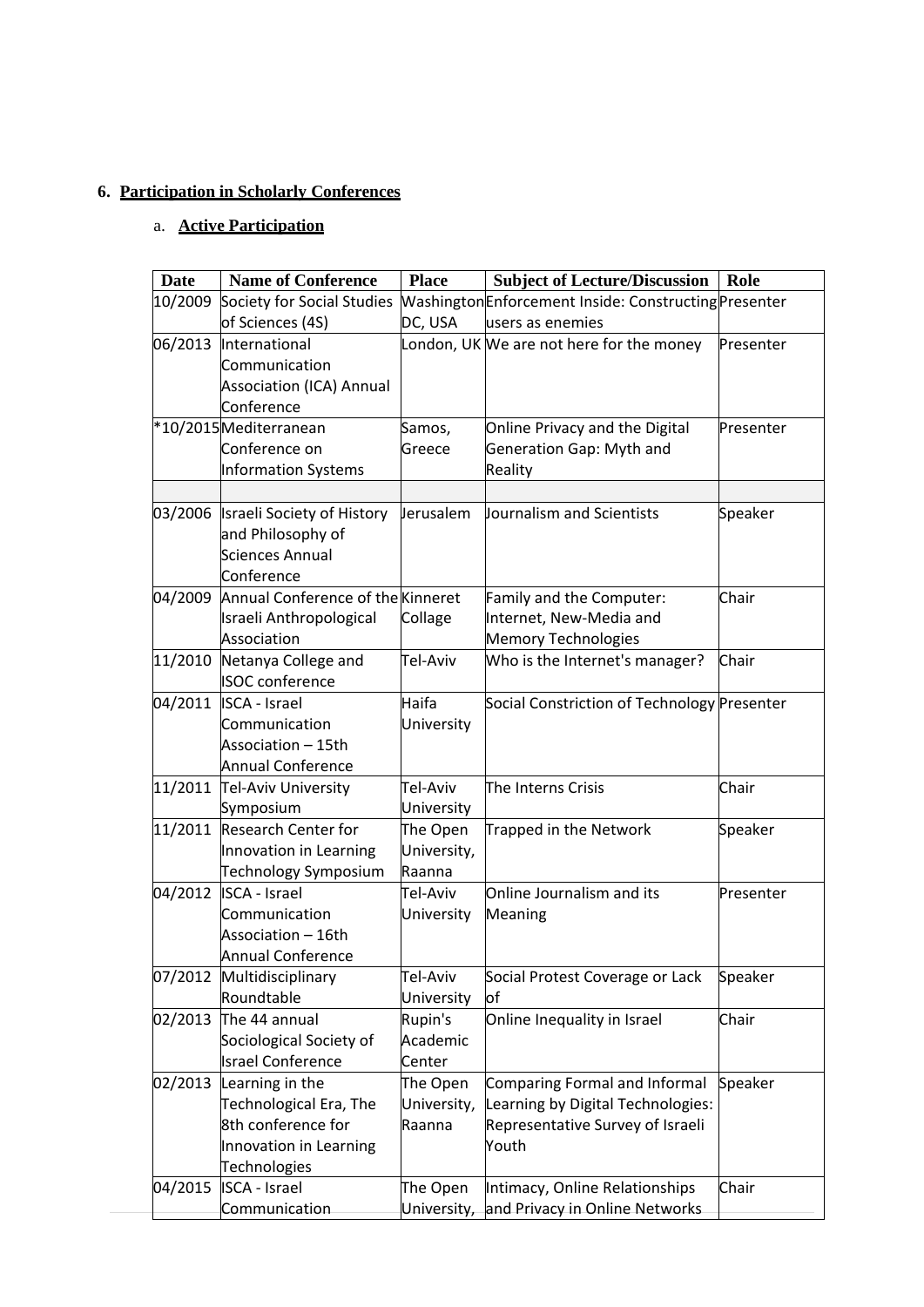## 6. Participation in Scholarly Conferences

### a. Active Participation

| Date | Name of Conference | Place | Subject of Lecture/Discussion | Role |
|---|---|---|---|---|
| 10/2009 | Society for Social Studies of Sciences (4S) | Washington DC, USA | Enforcement Inside: Constructing users as enemies | Presenter |
| 06/2013 | International Communication Association (ICA) Annual Conference | London, UK | We are not here for the money | Presenter |
| *10/2015 | Mediterranean Conference on Information Systems | Samos, Greece | Online Privacy and the Digital Generation Gap: Myth and Reality | Presenter |
| | | | | |
| 03/2006 | Israeli Society of History and Philosophy of Sciences Annual Conference | Jerusalem | Journalism and Scientists | Speaker |
| 04/2009 | Annual Conference of the Israeli Anthropological Association | Kinneret Collage | Family and the Computer: Internet, New-Media and Memory Technologies | Chair |
| 11/2010 | Netanya College and ISOC conference | Tel-Aviv | Who is the Internet's manager? | Chair |
| 04/2011 | ISCA - Israel Communication Association – 15th Annual Conference | Haifa University | Social Constriction of Technology | Presenter |
| 11/2011 | Tel-Aviv University Symposium | Tel-Aviv University | The Interns Crisis | Chair |
| 11/2011 | Research Center for Innovation in Learning Technology Symposium | The Open University, Raanna | Trapped in the Network | Speaker |
| 04/2012 | ISCA - Israel Communication Association – 16th Annual Conference | Tel-Aviv University | Online Journalism and its Meaning | Presenter |
| 07/2012 | Multidisciplinary Roundtable | Tel-Aviv University | Social Protest Coverage or Lack of | Speaker |
| 02/2013 | The 44 annual Sociological Society of Israel Conference | Rupin's Academic Center | Online Inequality in Israel | Chair |
| 02/2013 | Learning in the Technological Era, The 8th conference for Innovation in Learning Technologies | The Open University, Raanna | Comparing Formal and Informal Learning by Digital Technologies: Representative Survey of Israeli Youth | Speaker |
| 04/2015 | ISCA - Israel Communication | The Open University, | Intimacy, Online Relationships and Privacy in Online Networks | Chair |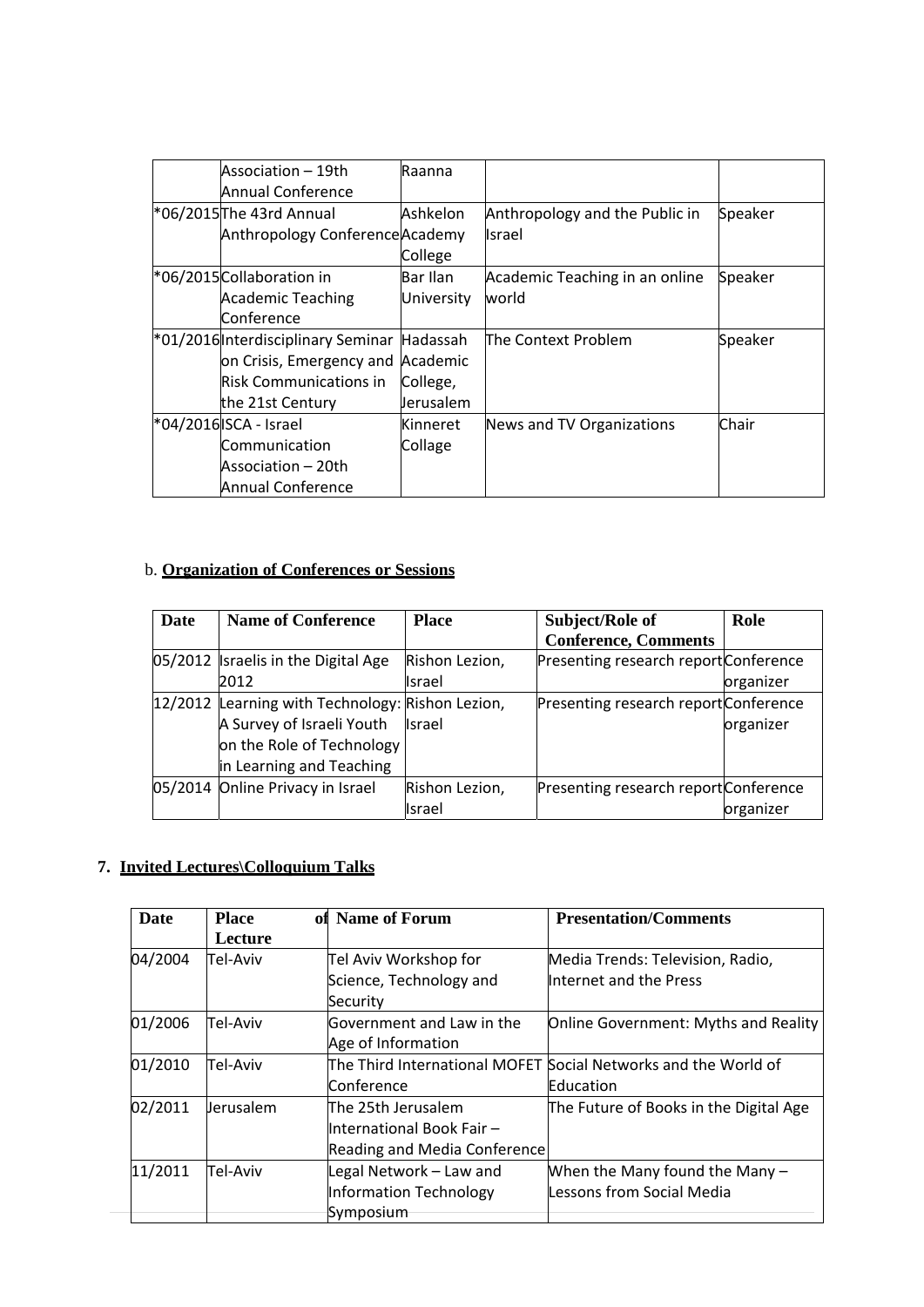|  |  |  |  |  |
| --- | --- | --- | --- | --- |
|  | Association – 19th Annual Conference | Raanna |  |  |
| *06/2015 | The 43rd Annual Anthropology Conference | Ashkelon Academy College | Anthropology and the Public in Israel | Speaker |
| *06/2015 | Collaboration in Academic Teaching Conference | Bar Ilan University | Academic Teaching in an online world | Speaker |
| *01/2016 | Interdisciplinary Seminar on Crisis, Emergency and Risk Communications in the 21st Century | Hadassah Academic College, Jerusalem | The Context Problem | Speaker |
| *04/2016 | ISCA - Israel Communication Association – 20th Annual Conference | Kinneret Collage | News and TV Organizations | Chair |

b. **Organization of Conferences or Sessions**

| Date | Name of Conference | Place | Subject/Role of Conference, Comments | Role |
| --- | --- | --- | --- | --- |
| 05/2012 | Israelis in the Digital Age 2012 | Rishon Lezion, Israel | Presenting research report | Conference organizer |
| 12/2012 | Learning with Technology: A Survey of Israeli Youth on the Role of Technology in Learning and Teaching | Rishon Lezion, Israel | Presenting research report | Conference organizer |
| 05/2014 | Online Privacy in Israel | Rishon Lezion, Israel | Presenting research report | Conference organizer |

**7. Invited Lectures\Colloquium Talks**

| Date | Place of Lecture | Name of Forum | Presentation/Comments |
| --- | --- | --- | --- |
| 04/2004 | Tel-Aviv | Tel Aviv Workshop for Science, Technology and Security | Media Trends: Television, Radio, Internet and the Press |
| 01/2006 | Tel-Aviv | Government and Law in the Age of Information | Online Government: Myths and Reality |
| 01/2010 | Tel-Aviv | The Third International MOFET Conference | Social Networks and the World of Education |
| 02/2011 | Jerusalem | The 25th Jerusalem International Book Fair – Reading and Media Conference | The Future of Books in the Digital Age |
| 11/2011 | Tel-Aviv | Legal Network – Law and Information Technology Symposium | When the Many found the Many – Lessons from Social Media |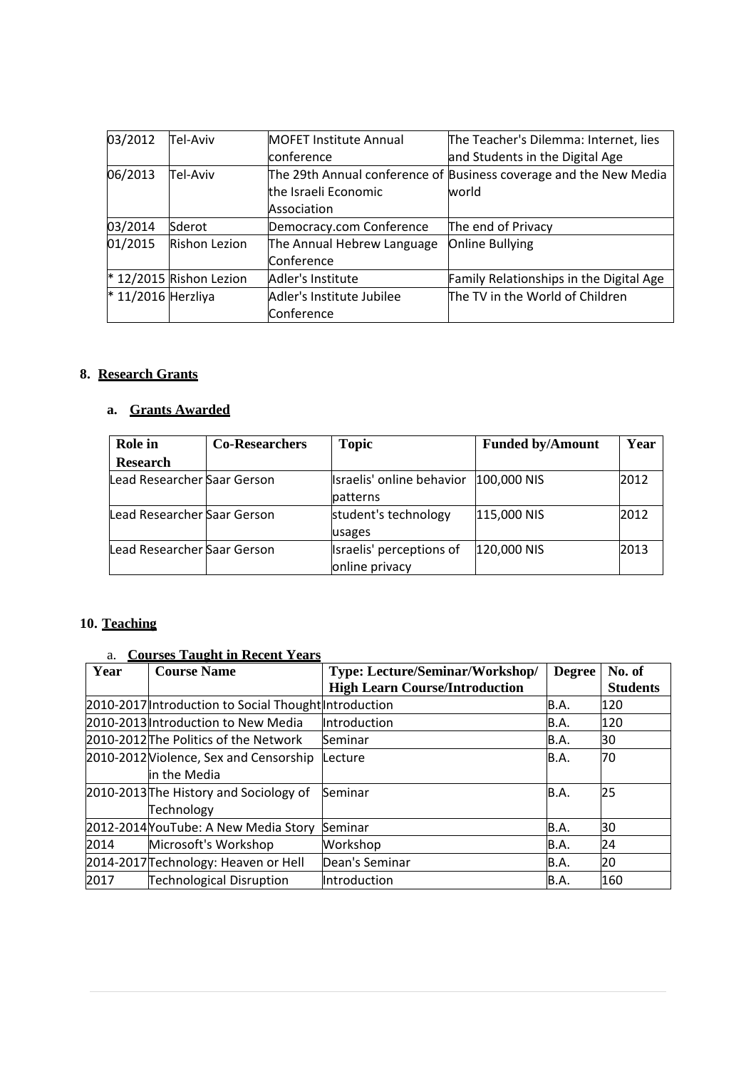| 03/2012 | Tel-Aviv | MOFET Institute Annual conference | The Teacher's Dilemma: Internet, lies and Students in the Digital Age |
|---|---|---|---|
| 06/2013 | Tel-Aviv | The 29th Annual conference of the Israeli Economic Association | Business coverage and the New Media world |
| 03/2014 | Sderot | Democracy.com Conference | The end of Privacy |
| 01/2015 | Rishon Lezion | The Annual Hebrew Language Conference | Online Bullying |
| * 12/2015 | Rishon Lezion | Adler's Institute | Family Relationships in the Digital Age |
| * 11/2016 | Herzliya | Adler's Institute Jubilee Conference | The TV in the World of Children |

**8. Research Grants**

**a. Grants Awarded**

| Role in Research | Co-Researchers | Topic | Funded by/Amount | Year |
|---|---|---|---|---|
| Lead Researcher | Saar Gerson | Israelis' online behavior patterns | 100,000 NIS | 2012 |
| Lead Researcher | Saar Gerson | student's technology usages | 115,000 NIS | 2012 |
| Lead Researcher | Saar Gerson | Israelis' perceptions of online privacy | 120,000 NIS | 2013 |

**10. Teaching**

a. **Courses Taught in Recent Years**

| Year | Course Name | Type: Lecture/Seminar/Workshop/ High Learn Course/Introduction | Degree | No. of Students |
|---|---|---|---|---|
| 2010-2017 | Introduction to Social Thought | Introduction | B.A. | 120 |
| 2010-2013 | Introduction to New Media | Introduction | B.A. | 120 |
| 2010-2012 | The Politics of the Network | Seminar | B.A. | 30 |
| 2010-2012 | Violence, Sex and Censorship in the Media | Lecture | B.A. | 70 |
| 2010-2013 | The History and Sociology of Technology | Seminar | B.A. | 25 |
| 2012-2014 | YouTube: A New Media Story | Seminar | B.A. | 30 |
| 2014 | Microsoft's Workshop | Workshop | B.A. | 24 |
| 2014-2017 | Technology: Heaven or Hell | Dean's Seminar | B.A. | 20 |
| 2017 | Technological Disruption | Introduction | B.A. | 160 |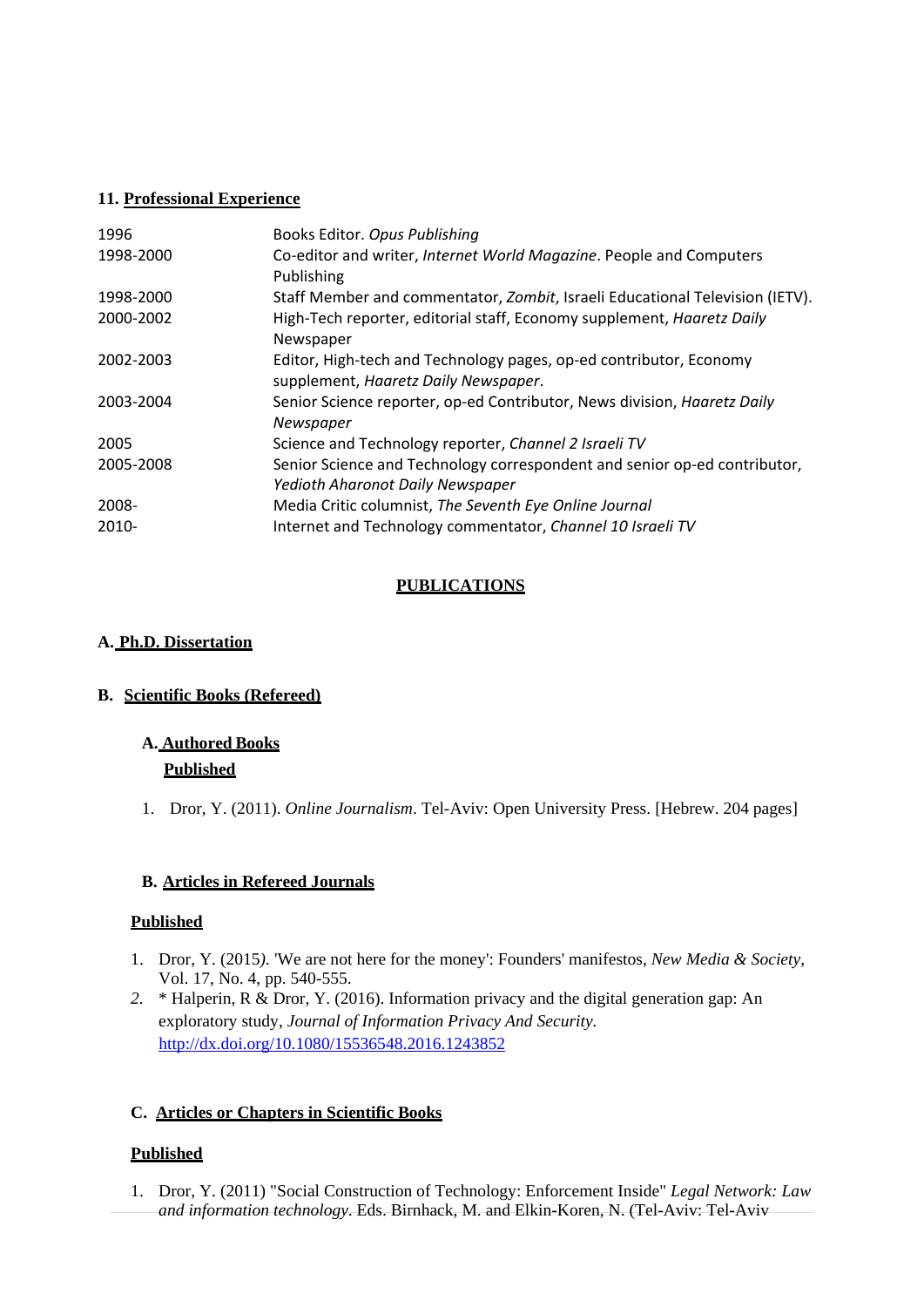### 11. Professional Experience

| | |
|---|---|
| 1996 | Books Editor. *Opus Publishing* |
| 1998-2000 | Co-editor and writer, *Internet World Magazine*. People and Computers Publishing |
| 1998-2000 | Staff Member and commentator, *Zombit*, Israeli Educational Television (IETV). |
| 2000-2002 | High-Tech reporter, editorial staff, Economy supplement, *Haaretz Daily Newspaper* |
| 2002-2003 | Editor, High-tech and Technology pages, op-ed contributor, Economy supplement, *Haaretz Daily Newspaper*. |
| 2003-2004 | Senior Science reporter, op-ed Contributor, News division, *Haaretz Daily Newspaper* |
| 2005 | Science and Technology reporter, *Channel 2 Israeli TV* |
| 2005-2008 | Senior Science and Technology correspondent and senior op-ed contributor, *Yedioth Aharonot Daily Newspaper* |
| 2008- | Media Critic columnist, *The Seventh Eye Online Journal* |
| 2010- | Internet and Technology commentator, *Channel 10 Israeli TV* |

## PUBLICATIONS

### A. Ph.D. Dissertation

### B. Scientific Books (Refereed)

#### A. Authored Books

**Published**

1. Dror, Y. (2011). *Online Journalism*. Tel-Aviv: Open University Press. [Hebrew. 204 pages]

#### B. Articles in Refereed Journals

**Published**

1. Dror, Y. (2015). 'We are not here for the money': Founders' manifestos, *New Media & Society*, Vol. 17, No. 4, pp. 540-555.
2. * Halperin, R & Dror, Y. (2016). Information privacy and the digital generation gap: An exploratory study, *Journal of Information Privacy And Security*. http://dx.doi.org/10.1080/15536548.2016.1243852

#### C. Articles or Chapters in Scientific Books

**Published**

1. Dror, Y. (2011) "Social Construction of Technology: Enforcement Inside" *Legal Network: Law and information technology*. Eds. Birnhack, M. and Elkin-Koren, N. (Tel-Aviv: Tel-Aviv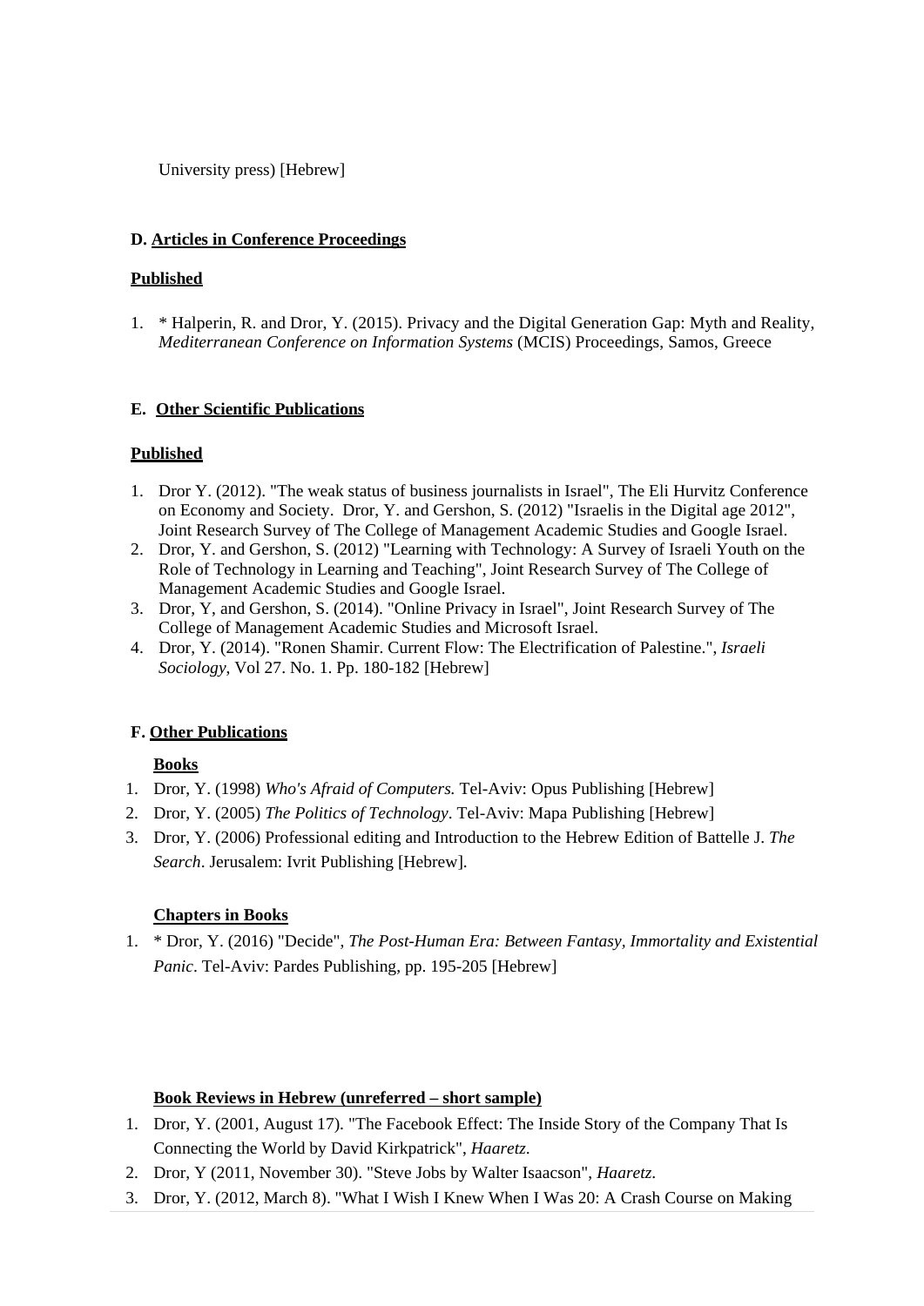University press) [Hebrew]

**D. Articles in Conference Proceedings**

**Published**

1. * Halperin, R. and Dror, Y. (2015). Privacy and the Digital Generation Gap: Myth and Reality, *Mediterranean Conference on Information Systems* (MCIS) Proceedings, Samos, Greece

**E. Other Scientific Publications**

**Published**

1. Dror Y. (2012). "The weak status of business journalists in Israel", The Eli Hurvitz Conference on Economy and Society. Dror, Y. and Gershon, S. (2012) "Israelis in the Digital age 2012", Joint Research Survey of The College of Management Academic Studies and Google Israel.
2. Dror, Y. and Gershon, S. (2012) "Learning with Technology: A Survey of Israeli Youth on the Role of Technology in Learning and Teaching", Joint Research Survey of The College of Management Academic Studies and Google Israel.
3. Dror, Y, and Gershon, S. (2014). "Online Privacy in Israel", Joint Research Survey of The College of Management Academic Studies and Microsoft Israel.
4. Dror, Y. (2014). "Ronen Shamir. Current Flow: The Electrification of Palestine.", *Israeli Sociology*, Vol 27. No. 1. Pp. 180-182 [Hebrew]

**F. Other Publications**

**Books**

1. Dror, Y. (1998) *Who's Afraid of Computers.* Tel-Aviv: Opus Publishing [Hebrew]
2. Dror, Y. (2005) *The Politics of Technology*. Tel-Aviv: Mapa Publishing [Hebrew]
3. Dror, Y. (2006) Professional editing and Introduction to the Hebrew Edition of Battelle J. *The Search*. Jerusalem: Ivrit Publishing [Hebrew].

**Chapters in Books**

1. * Dror, Y. (2016) "Decide", *The Post-Human Era: Between Fantasy, Immortality and Existential Panic*. Tel-Aviv: Pardes Publishing, pp. 195-205 [Hebrew]

**Book Reviews in Hebrew (unreferred – short sample)**

1. Dror, Y. (2001, August 17). "The Facebook Effect: The Inside Story of the Company That Is Connecting the World by David Kirkpatrick", *Haaretz*.
2. Dror, Y (2011, November 30). "Steve Jobs by Walter Isaacson", *Haaretz*.
3. Dror, Y. (2012, March 8). "What I Wish I Knew When I Was 20: A Crash Course on Making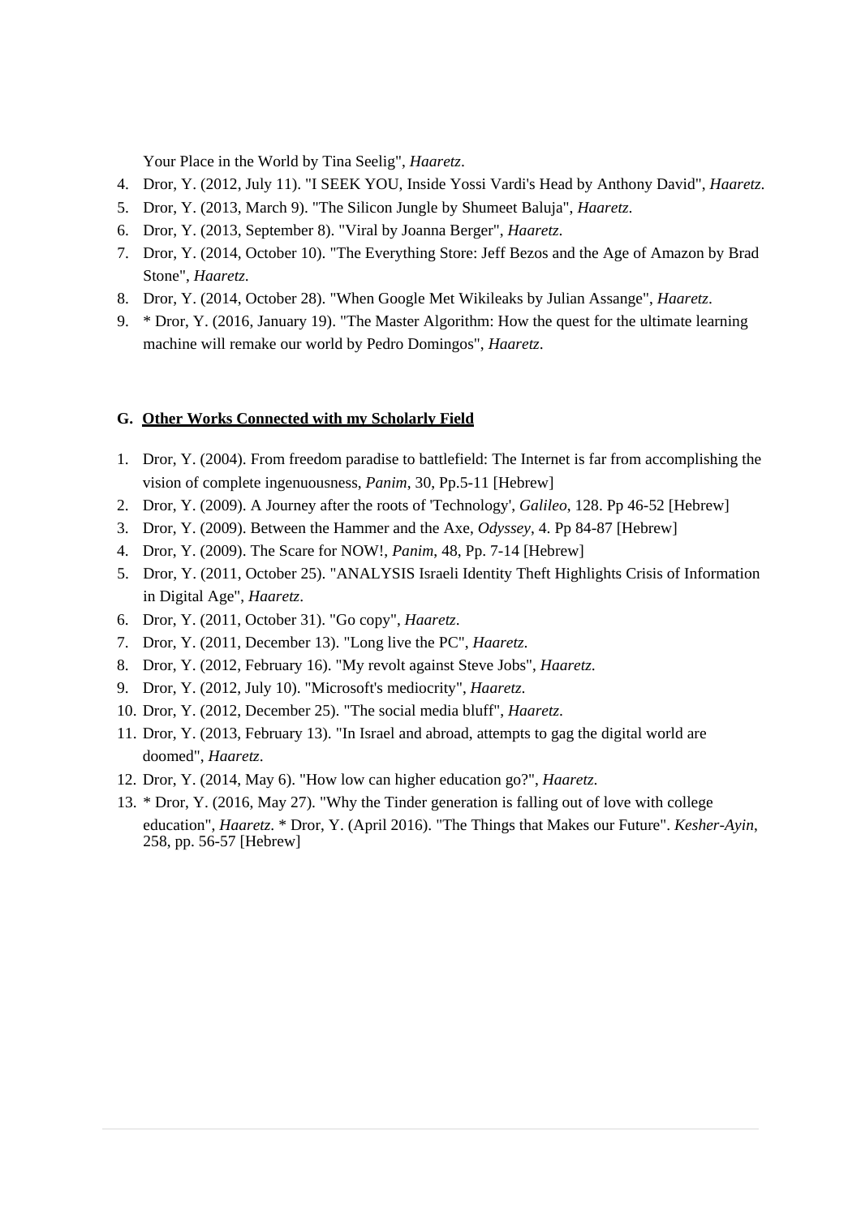Your Place in the World by Tina Seelig", *Haaretz*.

4. Dror, Y. (2012, July 11). "I SEEK YOU, Inside Yossi Vardi's Head by Anthony David", *Haaretz*.
5. Dror, Y. (2013, March 9). "The Silicon Jungle by Shumeet Baluja", *Haaretz*.
6. Dror, Y. (2013, September 8). "Viral by Joanna Berger", *Haaretz*.
7. Dror, Y. (2014, October 10). "The Everything Store: Jeff Bezos and the Age of Amazon by Brad Stone", *Haaretz*.
8. Dror, Y. (2014, October 28). "When Google Met Wikileaks by Julian Assange", *Haaretz*.
9. * Dror, Y. (2016, January 19). "The Master Algorithm: How the quest for the ultimate learning machine will remake our world by Pedro Domingos", *Haaretz*.

## G. Other Works Connected with my Scholarly Field

1. Dror, Y. (2004). From freedom paradise to battlefield: The Internet is far from accomplishing the vision of complete ingenuousness, *Panim*, 30, Pp.5-11 [Hebrew]
2. Dror, Y. (2009). A Journey after the roots of 'Technology', *Galileo*, 128. Pp 46-52 [Hebrew]
3. Dror, Y. (2009). Between the Hammer and the Axe, *Odyssey*, 4. Pp 84-87 [Hebrew]
4. Dror, Y. (2009). The Scare for NOW!, *Panim*, 48, Pp. 7-14 [Hebrew]
5. Dror, Y. (2011, October 25). "ANALYSIS Israeli Identity Theft Highlights Crisis of Information in Digital Age", *Haaretz*.
6. Dror, Y. (2011, October 31). "Go copy", *Haaretz*.
7. Dror, Y. (2011, December 13). "Long live the PC", *Haaretz*.
8. Dror, Y. (2012, February 16). "My revolt against Steve Jobs", *Haaretz*.
9. Dror, Y. (2012, July 10). "Microsoft's mediocrity", *Haaretz*.
10. Dror, Y. (2012, December 25). "The social media bluff", *Haaretz*.
11. Dror, Y. (2013, February 13). "In Israel and abroad, attempts to gag the digital world are doomed", *Haaretz*.
12. Dror, Y. (2014, May 6). "How low can higher education go?", *Haaretz*.
13. * Dror, Y. (2016, May 27). "Why the Tinder generation is falling out of love with college education", *Haaretz*. * Dror, Y. (April 2016). "The Things that Makes our Future". *Kesher-Ayin*, 258, pp. 56-57 [Hebrew]